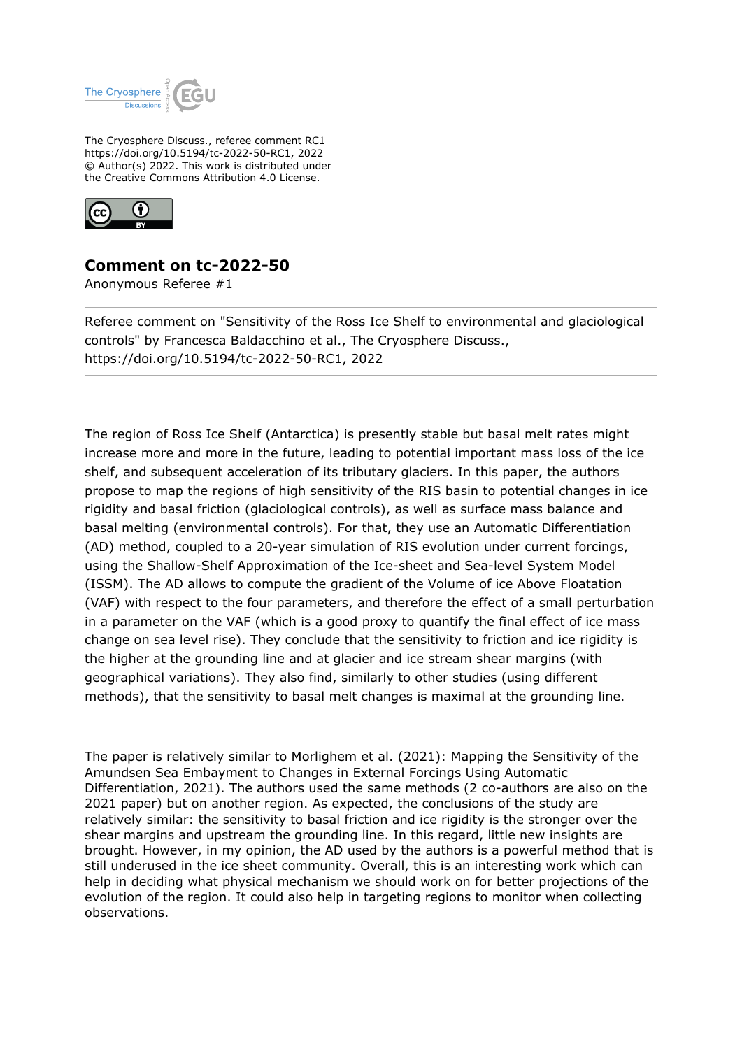The Cryosphere Discuss., referee comment RC1
https://doi.org/10.5194/tc-2022-50-RC1, 2022
© Author(s) 2022. This work is distributed under
the Creative Commons Attribution 4.0 License.

## Comment on tc-2022-50

Anonymous Referee #1

Referee comment on "Sensitivity of the Ross Ice Shelf to environmental and glaciological controls" by Francesca Baldacchino et al., The Cryosphere Discuss., https://doi.org/10.5194/tc-2022-50-RC1, 2022

The region of Ross Ice Shelf (Antarctica) is presently stable but basal melt rates might increase more and more in the future, leading to potential important mass loss of the ice shelf, and subsequent acceleration of its tributary glaciers. In this paper, the authors propose to map the regions of high sensitivity of the RIS basin to potential changes in ice rigidity and basal friction (glaciological controls), as well as surface mass balance and basal melting (environmental controls). For that, they use an Automatic Differentiation (AD) method, coupled to a 20-year simulation of RIS evolution under current forcings, using the Shallow-Shelf Approximation of the Ice-sheet and Sea-level System Model (ISSM). The AD allows to compute the gradient of the Volume of ice Above Floatation (VAF) with respect to the four parameters, and therefore the effect of a small perturbation in a parameter on the VAF (which is a good proxy to quantify the final effect of ice mass change on sea level rise). They conclude that the sensitivity to friction and ice rigidity is the higher at the grounding line and at glacier and ice stream shear margins (with geographical variations). They also find, similarly to other studies (using different methods), that the sensitivity to basal melt changes is maximal at the grounding line.

The paper is relatively similar to Morlighem et al. (2021): Mapping the Sensitivity of the Amundsen Sea Embayment to Changes in External Forcings Using Automatic Differentiation, 2021). The authors used the same methods (2 co-authors are also on the 2021 paper) but on another region. As expected, the conclusions of the study are relatively similar: the sensitivity to basal friction and ice rigidity is the stronger over the shear margins and upstream the grounding line. In this regard, little new insights are brought. However, in my opinion, the AD used by the authors is a powerful method that is still underused in the ice sheet community. Overall, this is an interesting work which can help in deciding what physical mechanism we should work on for better projections of the evolution of the region. It could also help in targeting regions to monitor when collecting observations.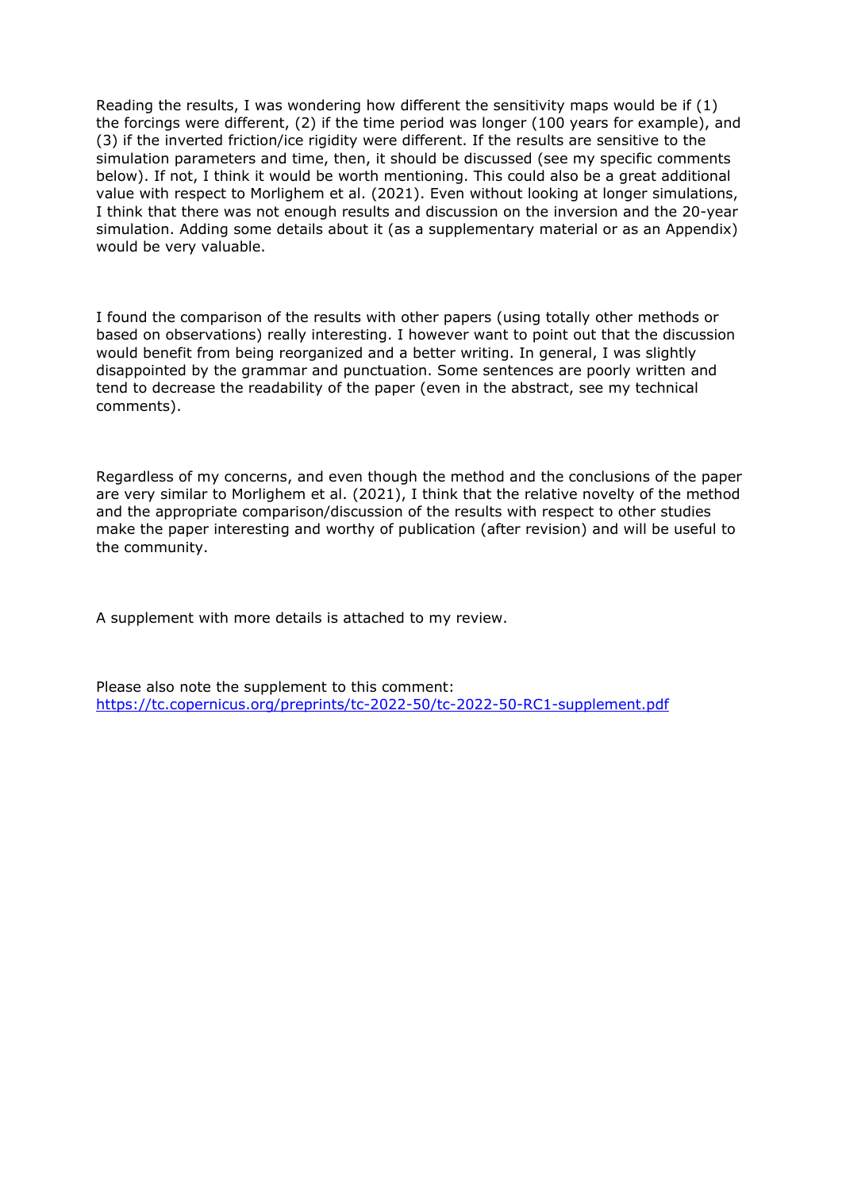Reading the results, I was wondering how different the sensitivity maps would be if (1) the forcings were different, (2) if the time period was longer (100 years for example), and (3) if the inverted friction/ice rigidity were different. If the results are sensitive to the simulation parameters and time, then, it should be discussed (see my specific comments below). If not, I think it would be worth mentioning. This could also be a great additional value with respect to Morlighem et al. (2021). Even without looking at longer simulations, I think that there was not enough results and discussion on the inversion and the 20-year simulation. Adding some details about it (as a supplementary material or as an Appendix) would be very valuable.

I found the comparison of the results with other papers (using totally other methods or based on observations) really interesting. I however want to point out that the discussion would benefit from being reorganized and a better writing. In general, I was slightly disappointed by the grammar and punctuation. Some sentences are poorly written and tend to decrease the readability of the paper (even in the abstract, see my technical comments).

Regardless of my concerns, and even though the method and the conclusions of the paper are very similar to Morlighem et al. (2021), I think that the relative novelty of the method and the appropriate comparison/discussion of the results with respect to other studies make the paper interesting and worthy of publication (after revision) and will be useful to the community.

A supplement with more details is attached to my review.

Please also note the supplement to this comment:
https://tc.copernicus.org/preprints/tc-2022-50/tc-2022-50-RC1-supplement.pdf